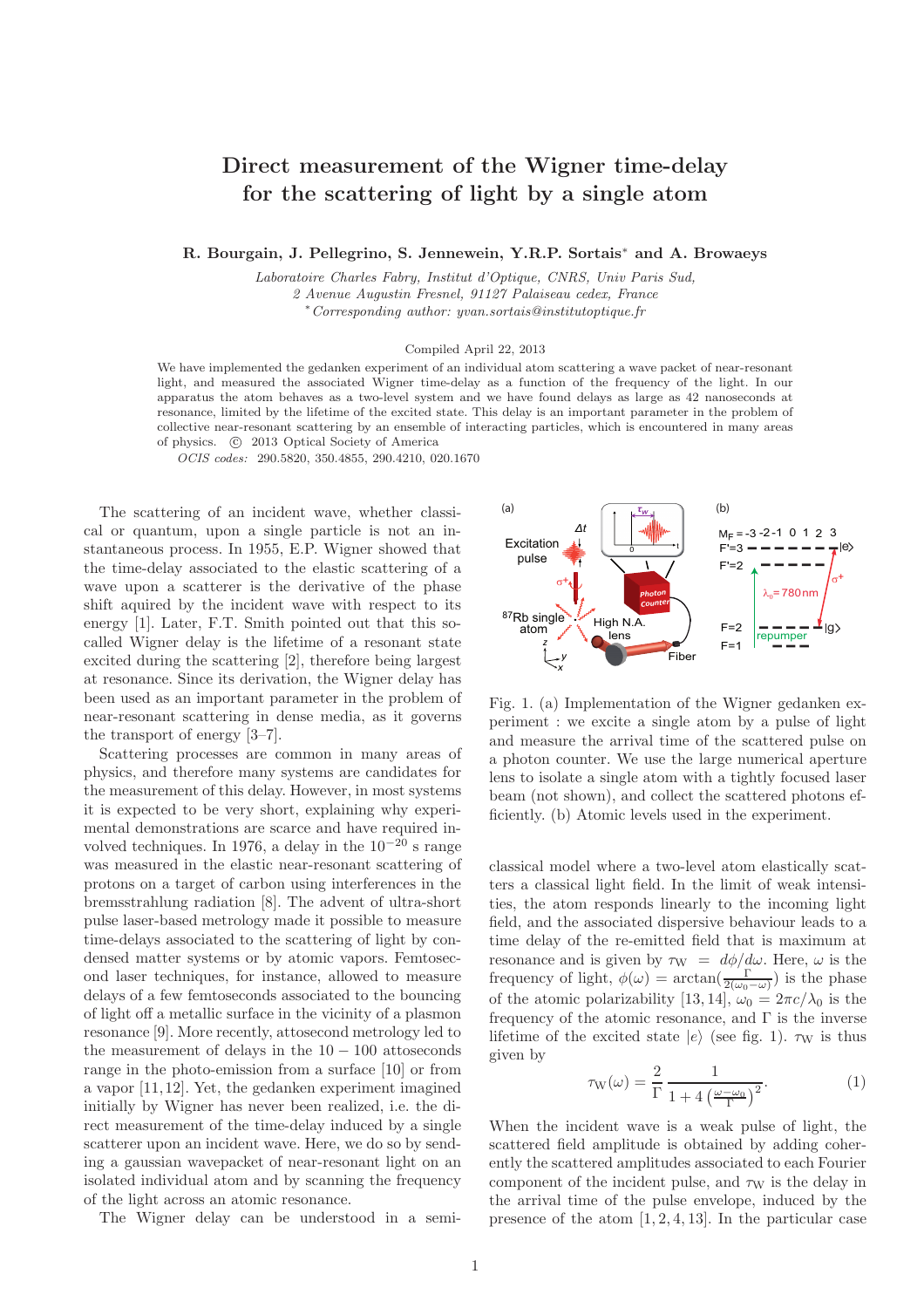# Direct measurement of the Wigner time-delay for the scattering of light by a single atom

**R. Bourgain, J. Pellegrino, S. Jennewein, Y.R.P. Sortais* and A. Browaeys**

*Laboratoire Charles Fabry, Institut d'Optique, CNRS, Univ Paris Sud,*
*2 Avenue Augustin Fresnel, 91127 Palaiseau cedex, France*
*\*Corresponding author: yvan.sortais@institutoptique.fr*

Compiled April 22, 2013

We have implemented the gedanken experiment of an individual atom scattering a wave packet of near-resonant light, and measured the associated Wigner time-delay as a function of the frequency of the light. In our apparatus the atom behaves as a two-level system and we have found delays as large as 42 nanoseconds at resonance, limited by the lifetime of the excited state. This delay is an important parameter in the problem of collective near-resonant scattering by an ensemble of interacting particles, which is encountered in many areas of physics. © 2013 Optical Society of America

*OCIS codes:* 290.5820, 350.4855, 290.4210, 020.1670

The scattering of an incident wave, whether classical or quantum, upon a single particle is not an instantaneous process. In 1955, E.P. Wigner showed that the time-delay associated to the elastic scattering of a wave upon a scatterer is the derivative of the phase shift aquired by the incident wave with respect to its energy [1]. Later, F.T. Smith pointed out that this so-called Wigner delay is the lifetime of a resonant state excited during the scattering [2], therefore being largest at resonance. Since its derivation, the Wigner delay has been used as an important parameter in the problem of near-resonant scattering in dense media, as it governs the transport of energy [3–7].

Scattering processes are common in many areas of physics, and therefore many systems are candidates for the measurement of this delay. However, in most systems it is expected to be very short, explaining why experimental demonstrations are scarce and have required involved techniques. In 1976, a delay in the $10^{-20}$ s range was measured in the elastic near-resonant scattering of protons on a target of carbon using interferences in the bremsstrahlung radiation [8]. The advent of ultra-short pulse laser-based metrology made it possible to measure time-delays associated to the scattering of light by condensed matter systems or by atomic vapors. Femtosecond laser techniques, for instance, allowed to measure delays of a few femtoseconds associated to the bouncing of light off a metallic surface in the vicinity of a plasmon resonance [9]. More recently, attosecond metrology led to the measurement of delays in the $10-100$ attoseconds range in the photo-emission from a surface [10] or from a vapor [11,12]. Yet, the gedanken experiment imagined initially by Wigner has never been realized, i.e. the direct measurement of the time-delay induced by a single scatterer upon an incident wave. Here, we do so by sending a gaussian wavepacket of near-resonant light on an isolated individual atom and by scanning the frequency of the light across an atomic resonance.

The Wigner delay can be understood in a semi-classical model where a two-level atom elastically scatters a classical light field. In the limit of weak intensities, the atom responds linearly to the incoming light field, and the associated dispersive behaviour leads to a time delay of the re-emitted field that is maximum at resonance and is given by $\tau_{\rm W} = d\phi/d\omega$. Here, $\omega$ is the frequency of light, $\phi(\omega) = \arctan(\frac{\Gamma}{2(\omega_0-\omega)})$ is the phase of the atomic polarizability [13,14], $\omega_0 = 2\pi c/\lambda_0$ is the frequency of the atomic resonance, and $\Gamma$ is the inverse lifetime of the excited state $|e\rangle$ (see fig. 1). $\tau_{\rm W}$ is thus given by

$$\tau_{\rm W}(\omega) = \frac{2}{\Gamma}\frac{1}{1+4\left(\frac{\omega-\omega_0}{\Gamma}\right)^2}. \qquad (1)$$

Fig. 1. (a) Implementation of the Wigner gedanken experiment : we excite a single atom by a pulse of light and measure the arrival time of the scattered pulse on a photon counter. We use the large numerical aperture lens to isolate a single atom with a tightly focused laser beam (not shown), and collect the scattered photons efficiently. (b) Atomic levels used in the experiment.

When the incident wave is a weak pulse of light, the scattered field amplitude is obtained by adding coherently the scattered amplitudes associated to each Fourier component of the incident pulse, and $\tau_{\rm W}$ is the delay in the arrival time of the pulse envelope, induced by the presence of the atom [1,2,4,13]. In the particular case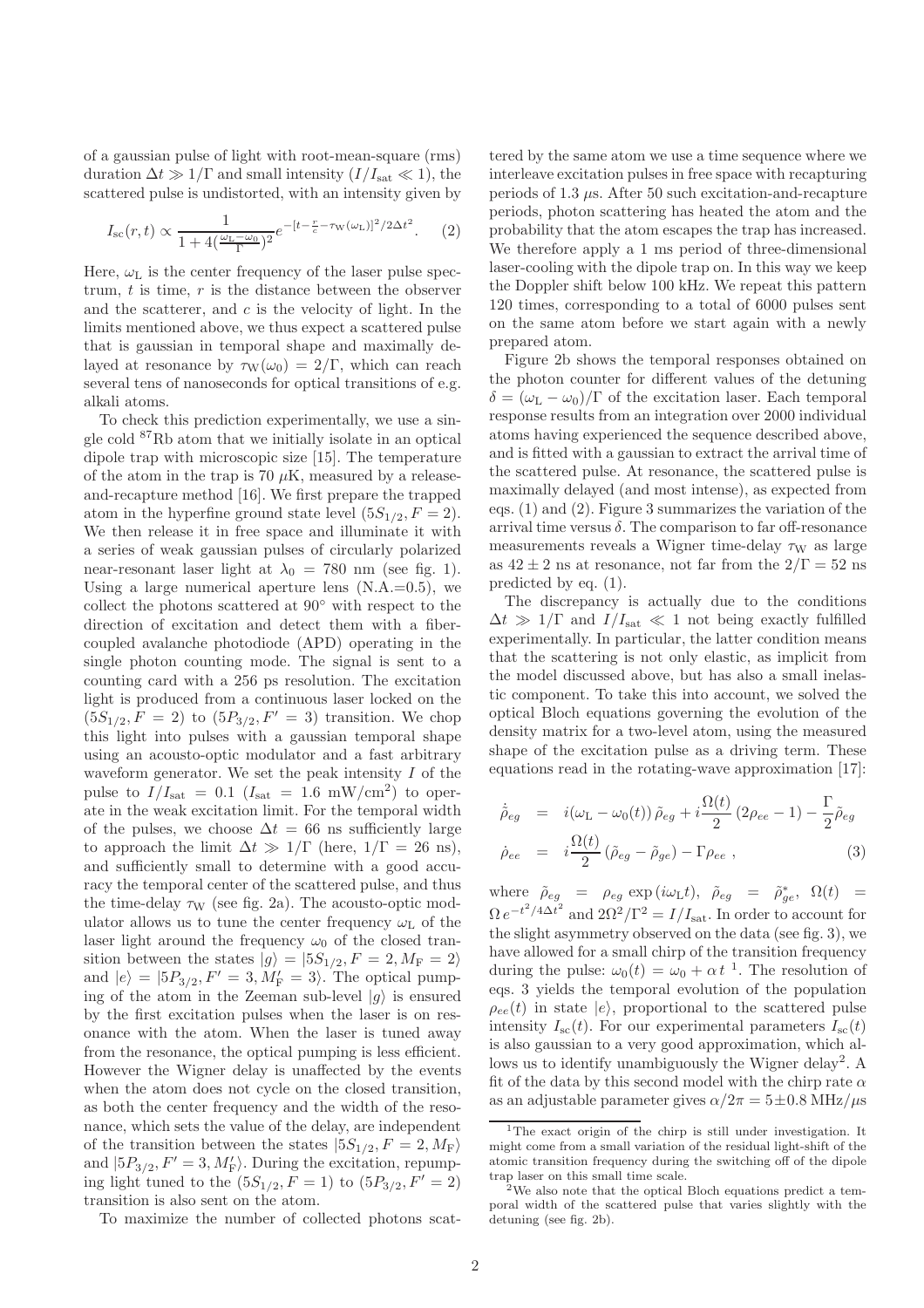of a gaussian pulse of light with root-mean-square (rms) duration $\Delta t \gg 1/\Gamma$ and small intensity ($I/I_{\rm sat} \ll 1$), the scattered pulse is undistorted, with an intensity given by

$$I_{\rm sc}(r,t) \propto \frac{1}{1+4(\frac{\omega_{\rm L}-\omega_0}{\Gamma})^2} e^{-[t-\frac{r}{c}-\tau_{\rm W}(\omega_{\rm L})]^2/2\Delta t^2}. \quad (2)$$

Here, $\omega_{\rm L}$ is the center frequency of the laser pulse spectrum, $t$ is time, $r$ is the distance between the observer and the scatterer, and $c$ is the velocity of light. In the limits mentioned above, we thus expect a scattered pulse that is gaussian in temporal shape and maximally delayed at resonance by $\tau_{\rm W}(\omega_0) = 2/\Gamma$, which can reach several tens of nanoseconds for optical transitions of e.g. alkali atoms.

To check this prediction experimentally, we use a single cold $^{87}$Rb atom that we initially isolate in an optical dipole trap with microscopic size [15]. The temperature of the atom in the trap is 70 $\mu$K, measured by a release-and-recapture method [16]. We first prepare the trapped atom in the hyperfine ground state level $(5S_{1/2}, F=2)$. We then release it in free space and illuminate it with a series of weak gaussian pulses of circularly polarized near-resonant laser light at $\lambda_0 = 780$ nm (see fig. 1). Using a large numerical aperture lens (N.A.=0.5), we collect the photons scattered at 90° with respect to the direction of excitation and detect them with a fiber-coupled avalanche photodiode (APD) operating in the single photon counting mode. The signal is sent to a counting card with a 256 ps resolution. The excitation light is produced from a continuous laser locked on the $(5S_{1/2}, F=2)$ to $(5P_{3/2}, F'=3)$ transition. We chop this light into pulses with a gaussian temporal shape using an acousto-optic modulator and a fast arbitrary waveform generator. We set the peak intensity $I$ of the pulse to $I/I_{\rm sat} = 0.1$ ($I_{\rm sat} = 1.6$ mW/cm$^2$) to operate in the weak excitation limit. For the temporal width of the pulses, we choose $\Delta t = 66$ ns sufficiently large to approach the limit $\Delta t \gg 1/\Gamma$ (here, $1/\Gamma = 26$ ns), and sufficiently small to determine with a good accuracy the temporal center of the scattered pulse, and thus the time-delay $\tau_{\rm W}$ (see fig. 2a). The acousto-optic modulator allows us to tune the center frequency $\omega_{\rm L}$ of the laser light around the frequency $\omega_0$ of the closed transition between the states $|g\rangle = |5S_{1/2}, F=2, M_{\rm F}=2\rangle$ and $|e\rangle = |5P_{3/2}, F'=3, M'_{\rm F}=3\rangle$. The optical pumping of the atom in the Zeeman sub-level $|g\rangle$ is ensured by the first excitation pulses when the laser is on resonance with the atom. When the laser is tuned away from the resonance, the optical pumping is less efficient. However the Wigner delay is unaffected by the events when the atom does not cycle on the closed transition, as both the center frequency and the width of the resonance, which sets the value of the delay, are independent of the transition between the states $|5S_{1/2}, F=2, M_{\rm F}\rangle$ and $|5P_{3/2}, F'=3, M'_{\rm F}\rangle$. During the excitation, repumping light tuned to the $(5S_{1/2}, F=1)$ to $(5P_{3/2}, F'=2)$ transition is also sent on the atom.

To maximize the number of collected photons scattered by the same atom we use a time sequence where we interleave excitation pulses in free space with recapturing periods of 1.3 $\mu$s. After 50 such excitation-and-recapture periods, photon scattering has heated the atom and the probability that the atom escapes the trap has increased. We therefore apply a 1 ms period of three-dimensional laser-cooling with the dipole trap on. In this way we keep the Doppler shift below 100 kHz. We repeat this pattern 120 times, corresponding to a total of 6000 pulses sent on the same atom before we start again with a newly prepared atom.

Figure 2b shows the temporal responses obtained on the photon counter for different values of the detuning $\delta = (\omega_{\rm L} - \omega_0)/\Gamma$ of the excitation laser. Each temporal response results from an integration over 2000 individual atoms having experienced the sequence described above, and is fitted with a gaussian to extract the arrival time of the scattered pulse. At resonance, the scattered pulse is maximally delayed (and most intense), as expected from eqs. (1) and (2). Figure 3 summarizes the variation of the arrival time versus $\delta$. The comparison to far off-resonance measurements reveals a Wigner time-delay $\tau_{\rm W}$ as large as $42 \pm 2$ ns at resonance, not far from the $2/\Gamma = 52$ ns predicted by eq. (1).

The discrepancy is actually due to the conditions $\Delta t \gg 1/\Gamma$ and $I/I_{\rm sat} \ll 1$ not being exactly fulfilled experimentally. In particular, the latter condition means that the scattering is not only elastic, as implicit from the model discussed above, but has also a small inelastic component. To take this into account, we solved the optical Bloch equations governing the evolution of the density matrix for a two-level atom, using the measured shape of the excitation pulse as a driving term. These equations read in the rotating-wave approximation [17]:

$$\begin{aligned}
\dot{\tilde{\rho}}_{eg} &= i(\omega_{\rm L} - \omega_0(t))\,\tilde{\rho}_{eg} + i\frac{\Omega(t)}{2}\,(2\rho_{ee}-1) - \frac{\Gamma}{2}\tilde{\rho}_{eg} \\
\dot{\rho}_{ee} &= i\frac{\Omega(t)}{2}\,(\tilde{\rho}_{eg} - \tilde{\rho}_{ge}) - \Gamma\rho_{ee}\ ,
\end{aligned} \quad (3)$$

where $\tilde{\rho}_{eg} = \rho_{eg}\exp(i\omega_{\rm L}t)$, $\tilde{\rho}_{eg} = \tilde{\rho}^*_{ge}$, $\Omega(t) = \Omega\, e^{-t^2/4\Delta t^2}$ and $2\Omega^2/\Gamma^2 = I/I_{\rm sat}$. In order to account for the slight asymmetry observed on the data (see fig. 3), we have allowed for a small chirp of the transition frequency during the pulse: $\omega_0(t) = \omega_0 + \alpha\, t$ [1]. The resolution of eqs. 3 yields the temporal evolution of the population $\rho_{ee}(t)$ in state $|e\rangle$, proportional to the scattered pulse intensity $I_{\rm sc}(t)$. For our experimental parameters $I_{\rm sc}(t)$ is also gaussian to a very good approximation, which allows us to identify unambiguously the Wigner delay[2]. A fit of the data by this second model with the chirp rate $\alpha$ as an adjustable parameter gives $\alpha/2\pi = 5 \pm 0.8$ MHz/$\mu$s

[1] The exact origin of the chirp is still under investigation. It might come from a small variation of the residual light-shift of the atomic transition frequency during the switching off of the dipole trap laser on this small time scale.

[2] We also note that the optical Bloch equations predict a temporal width of the scattered pulse that varies slightly with the detuning (see fig. 2b).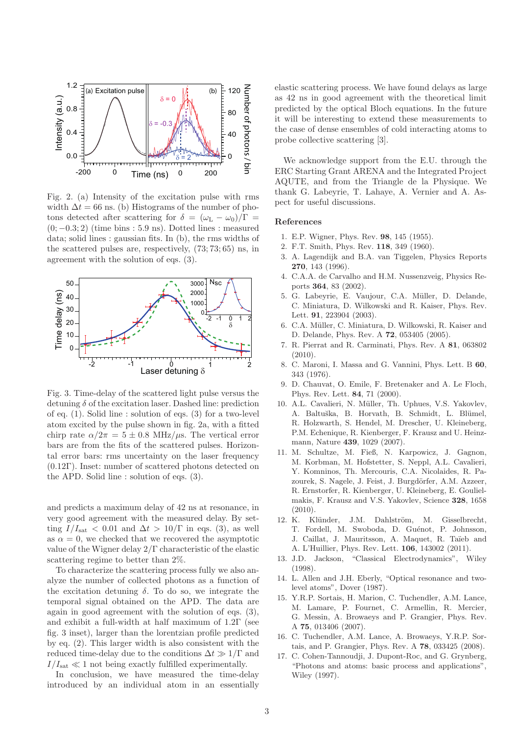Fig. 2. (a) Intensity of the excitation pulse with rms width $\Delta t = 66$ ns. (b) Histograms of the number of photons detected after scattering for $\delta = (\omega_{\rm L} - \omega_0)/\Gamma = (0; -0.3; 2)$ (time bins : 5.9 ns). Dotted lines : measured data; solid lines : gaussian fits. In (b), the rms widths of the scattered pulses are, respectively, $(73; 73; 65)$ ns, in agreement with the solution of eqs. (3).

Fig. 3. Time-delay of the scattered light pulse versus the detuning $\delta$ of the excitation laser. Dashed line: prediction of eq. (1). Solid line : solution of eqs. (3) for a two-level atom excited by the pulse shown in fig. 2a, with a fitted chirp rate $\alpha/2\pi = 5 \pm 0.8$ MHz/$\mu$s. The vertical error bars are from the fits of the scattered pulses. Horizontal error bars: rms uncertainty on the laser frequency $(0.12\Gamma)$. Inset: number of scattered photons detected on the APD. Solid line : solution of eqs. (3).

and predicts a maximum delay of 42 ns at resonance, in very good agreement with the measured delay. By setting $I/I_{\rm sat} < 0.01$ and $\Delta t > 10/\Gamma$ in eqs. (3), as well as $\alpha = 0$, we checked that we recovered the asymptotic value of the Wigner delay $2/\Gamma$ characteristic of the elastic scattering regime to better than 2%.

To characterize the scattering process fully we also analyze the number of collected photons as a function of the excitation detuning $\delta$. To do so, we integrate the temporal signal obtained on the APD. The data are again in good agreement with the solution of eqs. (3), and exhibit a full-width at half maximum of $1.2\Gamma$ (see fig. 3 inset), larger than the lorentzian profile predicted by eq. (2). This larger width is also consistent with the reduced time-delay due to the conditions $\Delta t \gg 1/\Gamma$ and $I/I_{\rm sat} \ll 1$ not being exactly fulfilled experimentally.

In conclusion, we have measured the time-delay introduced by an individual atom in an essentially elastic scattering process. We have found delays as large as 42 ns in good agreement with the theoretical limit predicted by the optical Bloch equations. In the future it will be interesting to extend these measurements to the case of dense ensembles of cold interacting atoms to probe collective scattering [3].

We acknowledge support from the E.U. through the ERC Starting Grant ARENA and the Integrated Project AQUTE, and from the Triangle de la Physique. We thank G. Labeyrie, T. Lahaye, A. Vernier and A. Aspect for useful discussions.

## References

1. E.P. Wigner, Phys. Rev. **98**, 145 (1955).
2. F.T. Smith, Phys. Rev. **118**, 349 (1960).
3. A. Lagendijk and B.A. van Tiggelen, Physics Reports **270**, 143 (1996).
4. C.A.A. de Carvalho and H.M. Nussenzveig, Physics Reports **364**, 83 (2002).
5. G. Labeyrie, E. Vaujour, C.A. Müller, D. Delande, C. Miniatura, D. Wilkowski and R. Kaiser, Phys. Rev. Lett. **91**, 223904 (2003).
6. C.A. Müller, C. Miniatura, D. Wilkowski, R. Kaiser and D. Delande, Phys. Rev. A **72**, 053405 (2005).
7. R. Pierrat and R. Carminati, Phys. Rev. A **81**, 063802 (2010).
8. C. Maroni, I. Massa and G. Vannini, Phys. Lett. B **60**, 343 (1976).
9. D. Chauvat, O. Emile, F. Bretenaker and A. Le Floch, Phys. Rev. Lett. **84**, 71 (2000).
10. A.L. Cavalieri, N. Müller, Th. Uphues, V.S. Yakovlev, A. Baltuška, B. Horvath, B. Schmidt, L. Blümel, R. Holzwarth, S. Hendel, M. Drescher, U. Kleineberg, P.M. Echenique, R. Kienberger, F. Krausz and U. Heinzmann, Nature **439**, 1029 (2007).
11. M. Schultze, M. Fieß, N. Karpowicz, J. Gagnon, M. Korbman, M. Hofstetter, S. Neppl, A.L. Cavalieri, Y. Komninos, Th. Mercouris, C.A. Nicolaides, R. Pazourek, S. Nagele, J. Feist, J. Burgdörfer, A.M. Azzeer, R. Ernstorfer, R. Kienberger, U. Kleineberg, E. Goulielmakis, F. Krausz and V.S. Yakovlev, Science **328**, 1658 (2010).
12. K. Klünder, J.M. Dahlström, M. Gisselbrecht, T. Fordell, M. Swoboda, D. Guénot, P. Johnsson, J. Caillat, J. Mauritsson, A. Maquet, R. Taïeb and A. L'Huillier, Phys. Rev. Lett. **106**, 143002 (2011).
13. J.D. Jackson, "Classical Electrodynamics", Wiley (1998).
14. L. Allen and J.H. Eberly, "Optical resonance and two-level atoms", Dover (1987).
15. Y.R.P. Sortais, H. Marion, C. Tuchendler, A.M. Lance, M. Lamare, P. Fournet, C. Armellin, R. Mercier, G. Messin, A. Browaeys and P. Grangier, Phys. Rev. A **75**, 013406 (2007).
16. C. Tuchendler, A.M. Lance, A. Browaeys, Y.R.P. Sortais, and P. Grangier, Phys. Rev. A **78**, 033425 (2008).
17. C. Cohen-Tannoudji, J. Dupont-Roc, and G. Grynberg, "Photons and atoms: basic process and applications", Wiley (1997).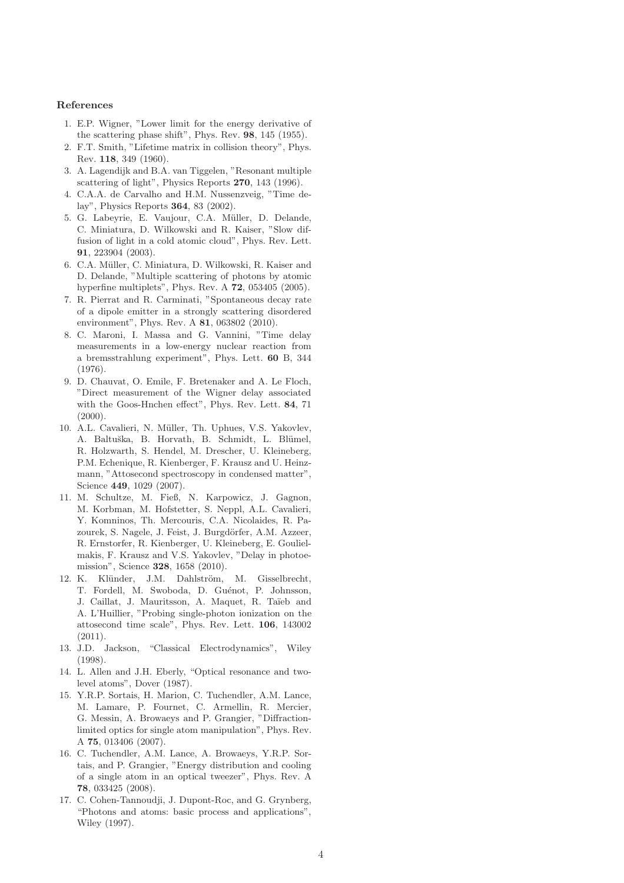### References

1. E.P. Wigner, "Lower limit for the energy derivative of the scattering phase shift", Phys. Rev. **98**, 145 (1955).
2. F.T. Smith, "Lifetime matrix in collision theory", Phys. Rev. **118**, 349 (1960).
3. A. Lagendijk and B.A. van Tiggelen, "Resonant multiple scattering of light", Physics Reports **270**, 143 (1996).
4. C.A.A. de Carvalho and H.M. Nussenzveig, "Time delay", Physics Reports **364**, 83 (2002).
5. G. Labeyrie, E. Vaujour, C.A. Müller, D. Delande, C. Miniatura, D. Wilkowski and R. Kaiser, "Slow diffusion of light in a cold atomic cloud", Phys. Rev. Lett. **91**, 223904 (2003).
6. C.A. Müller, C. Miniatura, D. Wilkowski, R. Kaiser and D. Delande, "Multiple scattering of photons by atomic hyperfine multiplets", Phys. Rev. A **72**, 053405 (2005).
7. R. Pierrat and R. Carminati, "Spontaneous decay rate of a dipole emitter in a strongly scattering disordered environment", Phys. Rev. A **81**, 063802 (2010).
8. C. Maroni, I. Massa and G. Vannini, "Time delay measurements in a low-energy nuclear reaction from a bremsstrahlung experiment", Phys. Lett. **60** B, 344 (1976).
9. D. Chauvat, O. Emile, F. Bretenaker and A. Le Floch, "Direct measurement of the Wigner delay associated with the Goos-Hnchen effect", Phys. Rev. Lett. **84**, 71 (2000).
10. A.L. Cavalieri, N. Müller, Th. Uphues, V.S. Yakovlev, A. Baltuška, B. Horvath, B. Schmidt, L. Blümel, R. Holzwarth, S. Hendel, M. Drescher, U. Kleineberg, P.M. Echenique, R. Kienberger, F. Krausz and U. Heinzmann, "Attosecond spectroscopy in condensed matter", Science **449**, 1029 (2007).
11. M. Schultze, M. Fieß, N. Karpowicz, J. Gagnon, M. Korbman, M. Hofstetter, S. Neppl, A.L. Cavalieri, Y. Komninos, Th. Mercouris, C.A. Nicolaides, R. Pazourek, S. Nagele, J. Feist, J. Burgdörfer, A.M. Azzeer, R. Ernstorfer, R. Kienberger, U. Kleineberg, E. Goulielmakis, F. Krausz and V.S. Yakovlev, "Delay in photoemission", Science **328**, 1658 (2010).
12. K. Klünder, J.M. Dahlström, M. Gisselbrecht, T. Fordell, M. Swoboda, D. Guénot, P. Johnsson, J. Caillat, J. Mauritsson, A. Maquet, R. Taïeb and A. L'Huillier, "Probing single-photon ionization on the attosecond time scale", Phys. Rev. Lett. **106**, 143002 (2011).
13. J.D. Jackson, "Classical Electrodynamics", Wiley (1998).
14. L. Allen and J.H. Eberly, "Optical resonance and two-level atoms", Dover (1987).
15. Y.R.P. Sortais, H. Marion, C. Tuchendler, A.M. Lance, M. Lamare, P. Fournet, C. Armellin, R. Mercier, G. Messin, A. Browaeys and P. Grangier, "Diffraction-limited optics for single atom manipulation", Phys. Rev. A **75**, 013406 (2007).
16. C. Tuchendler, A.M. Lance, A. Browaeys, Y.R.P. Sortais, and P. Grangier, "Energy distribution and cooling of a single atom in an optical tweezer", Phys. Rev. A **78**, 033425 (2008).
17. C. Cohen-Tannoudji, J. Dupont-Roc, and G. Grynberg, "Photons and atoms: basic process and applications", Wiley (1997).